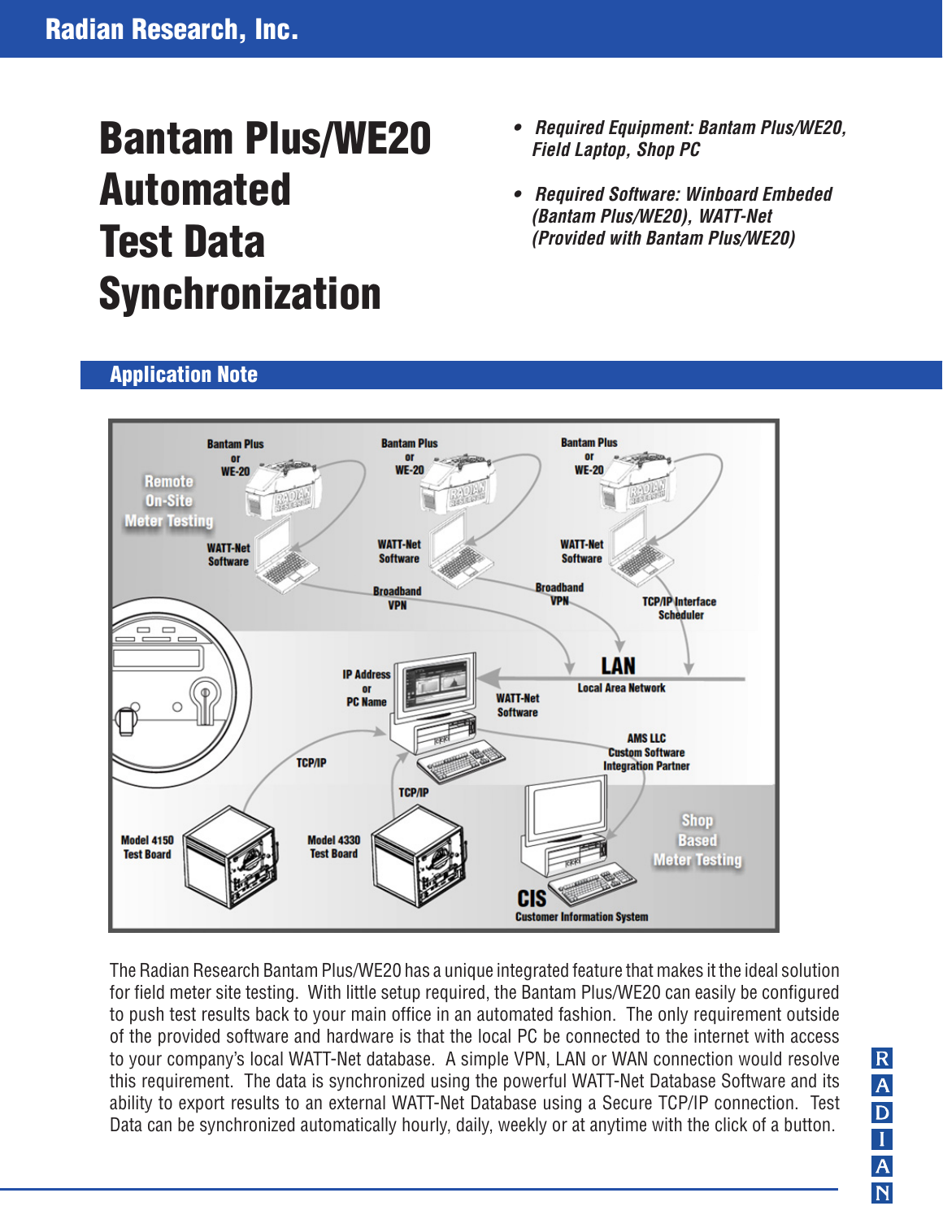# Bantam Plus/WE20 Automated Test Data Synchronization

- ***Required Equipment: Bantam Plus/WE20, Field Laptop, Shop PC***
- ***Required Software: Winboard Embeded (Bantam Plus/WE20), WATT-Net (Provided with Bantam Plus/WE20)***

## Application Note

The Radian Research Bantam Plus/WE20 has a unique integrated feature that makes it the ideal solution for field meter site testing. With little setup required, the Bantam Plus/WE20 can easily be configured to push test results back to your main office in an automated fashion. The only requirement outside of the provided software and hardware is that the local PC be connected to the internet with access to your company's local WATT-Net database. A simple VPN, LAN or WAN connection would resolve this requirement. The data is synchronized using the powerful WATT-Net Database Software and its ability to export results to an external WATT-Net Database using a Secure TCP/IP connection. Test Data can be synchronized automatically hourly, daily, weekly or at anytime with the click of a button.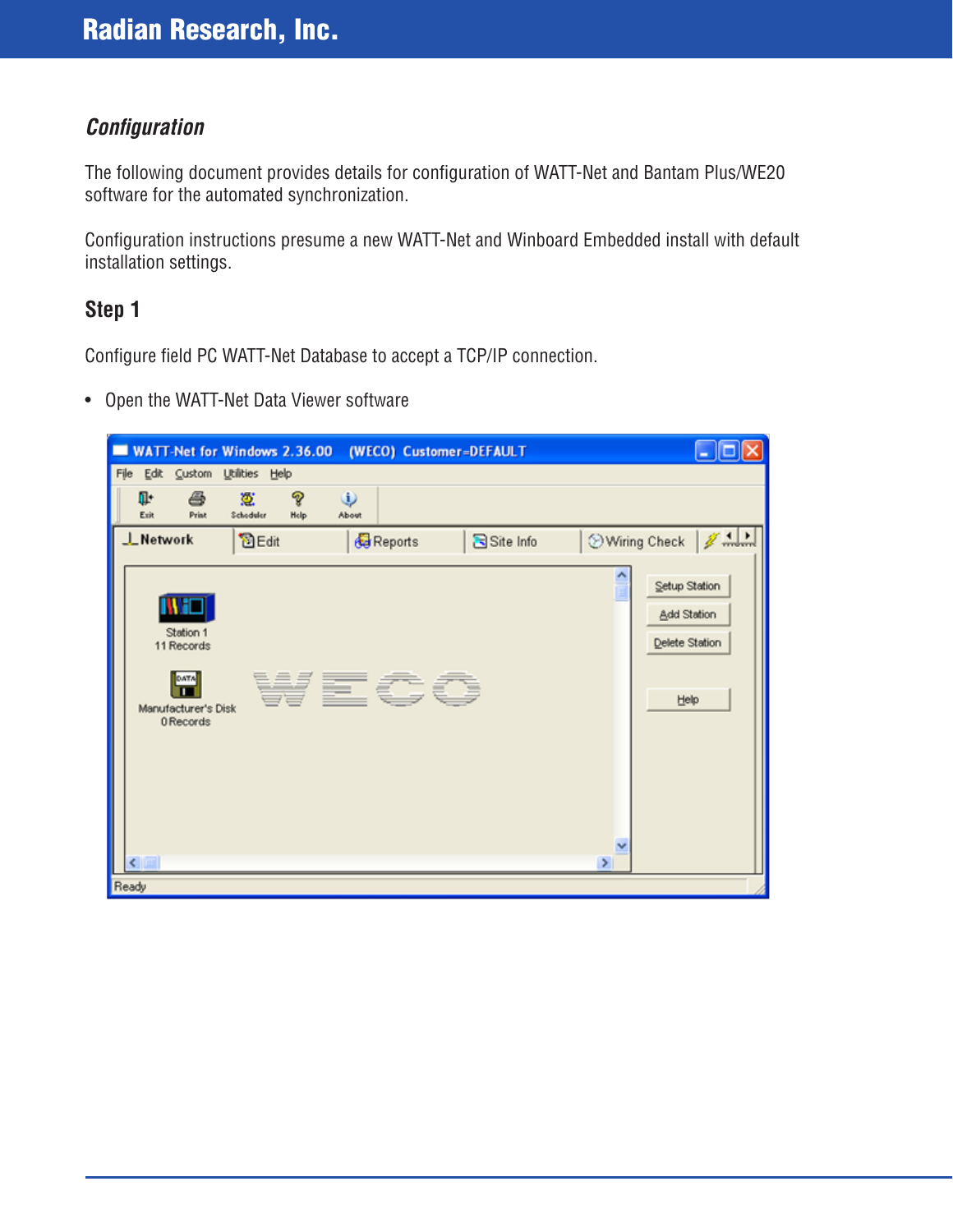## *Configuration*

The following document provides details for configuration of WATT-Net and Bantam Plus/WE20 software for the automated synchronization.

Configuration instructions presume a new WATT-Net and Winboard Embedded install with default installation settings.

### Step 1

Configure field PC WATT-Net Database to accept a TCP/IP connection.

- Open the WATT-Net Data Viewer software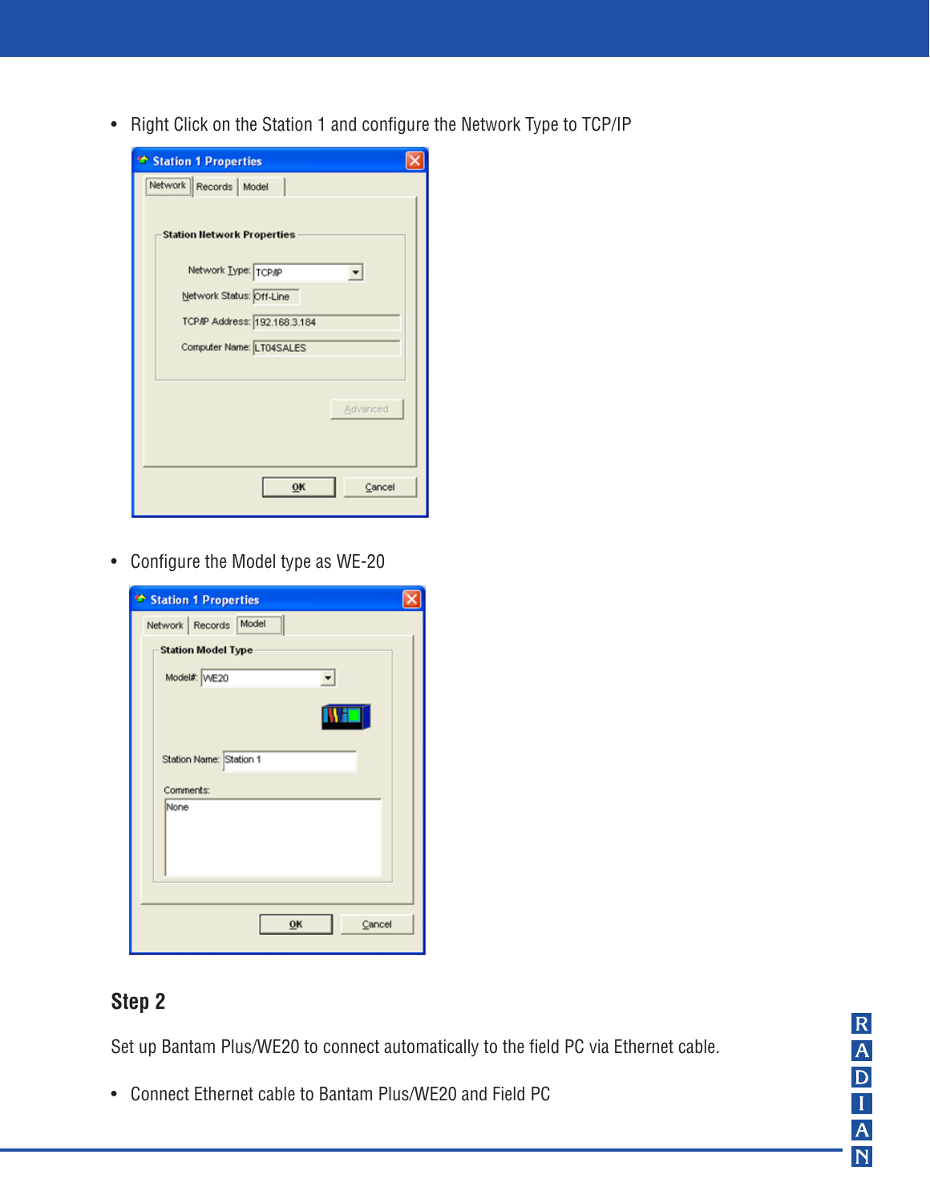- Right Click on the Station 1 and configure the Network Type to TCP/IP

- Configure the Model type as WE-20

## Step 2

Set up Bantam Plus/WE20 to connect automatically to the field PC via Ethernet cable.

- Connect Ethernet cable to Bantam Plus/WE20 and Field PC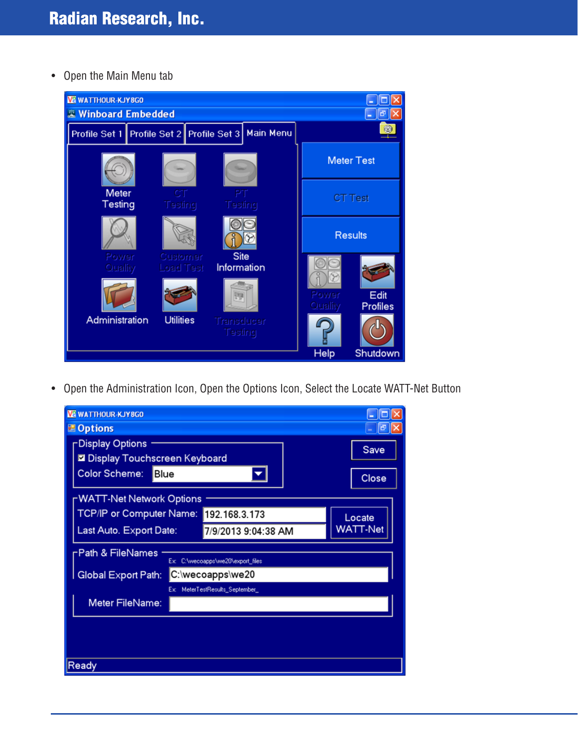- Open the Main Menu tab

- Open the Administration Icon, Open the Options Icon, Select the Locate WATT-Net Button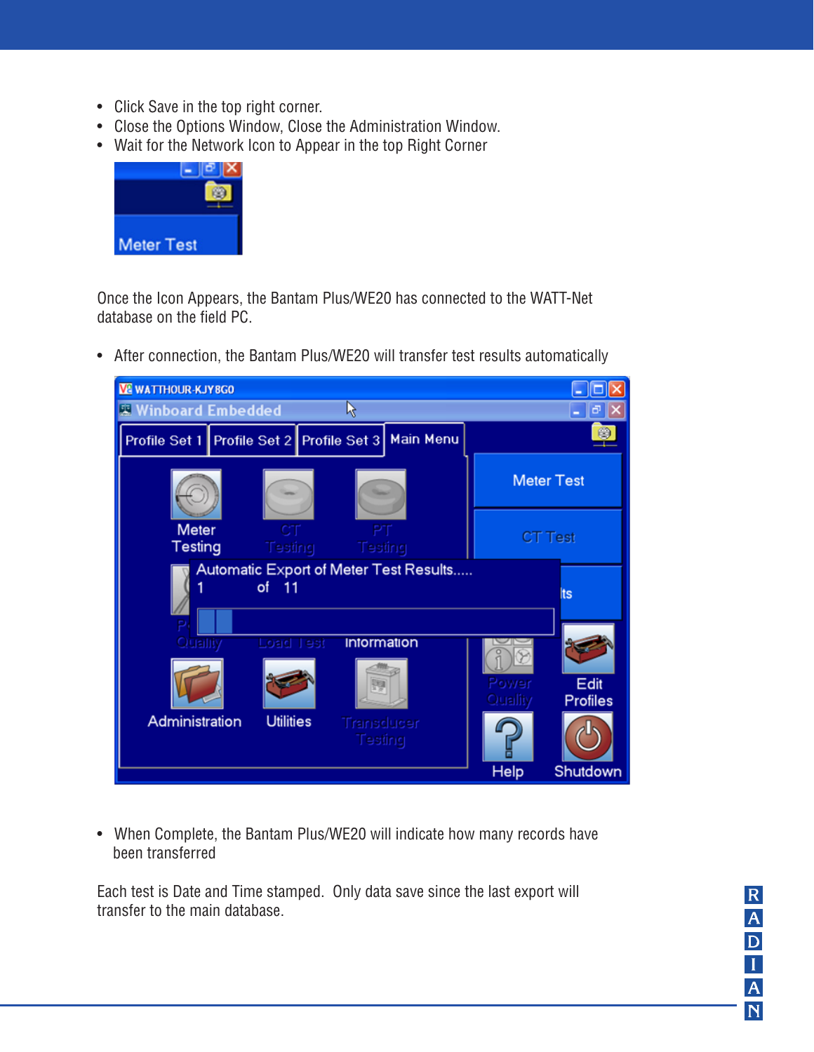- Click Save in the top right corner.
- Close the Options Window, Close the Administration Window.
- Wait for the Network Icon to Appear in the top Right Corner

Once the Icon Appears, the Bantam Plus/WE20 has connected to the WATT-Net database on the field PC.

- After connection, the Bantam Plus/WE20 will transfer test results automatically

- When Complete, the Bantam Plus/WE20 will indicate how many records have been transferred

Each test is Date and Time stamped. Only data save since the last export will transfer to the main database.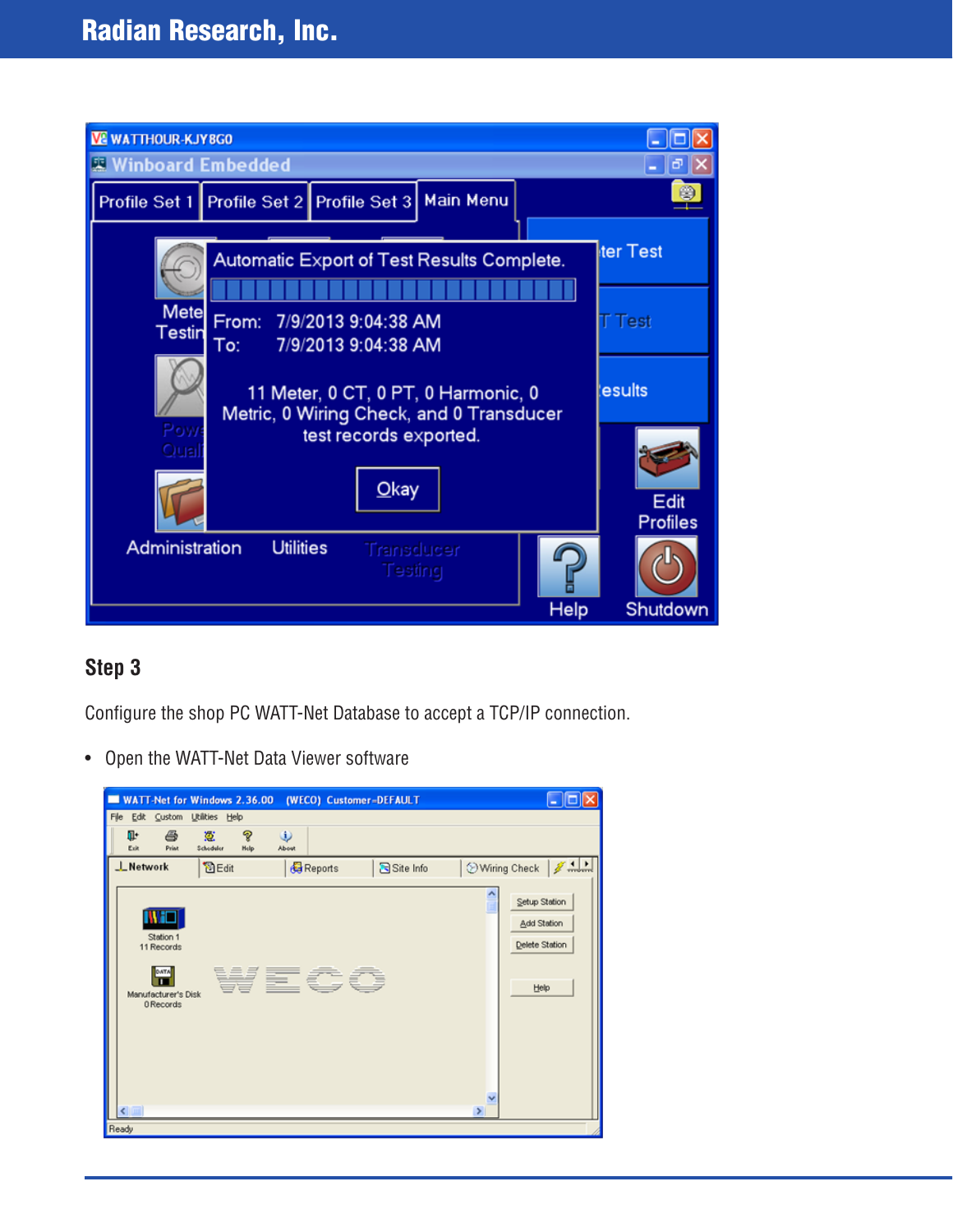## Step 3

Configure the shop PC WATT-Net Database to accept a TCP/IP connection.

- Open the WATT-Net Data Viewer software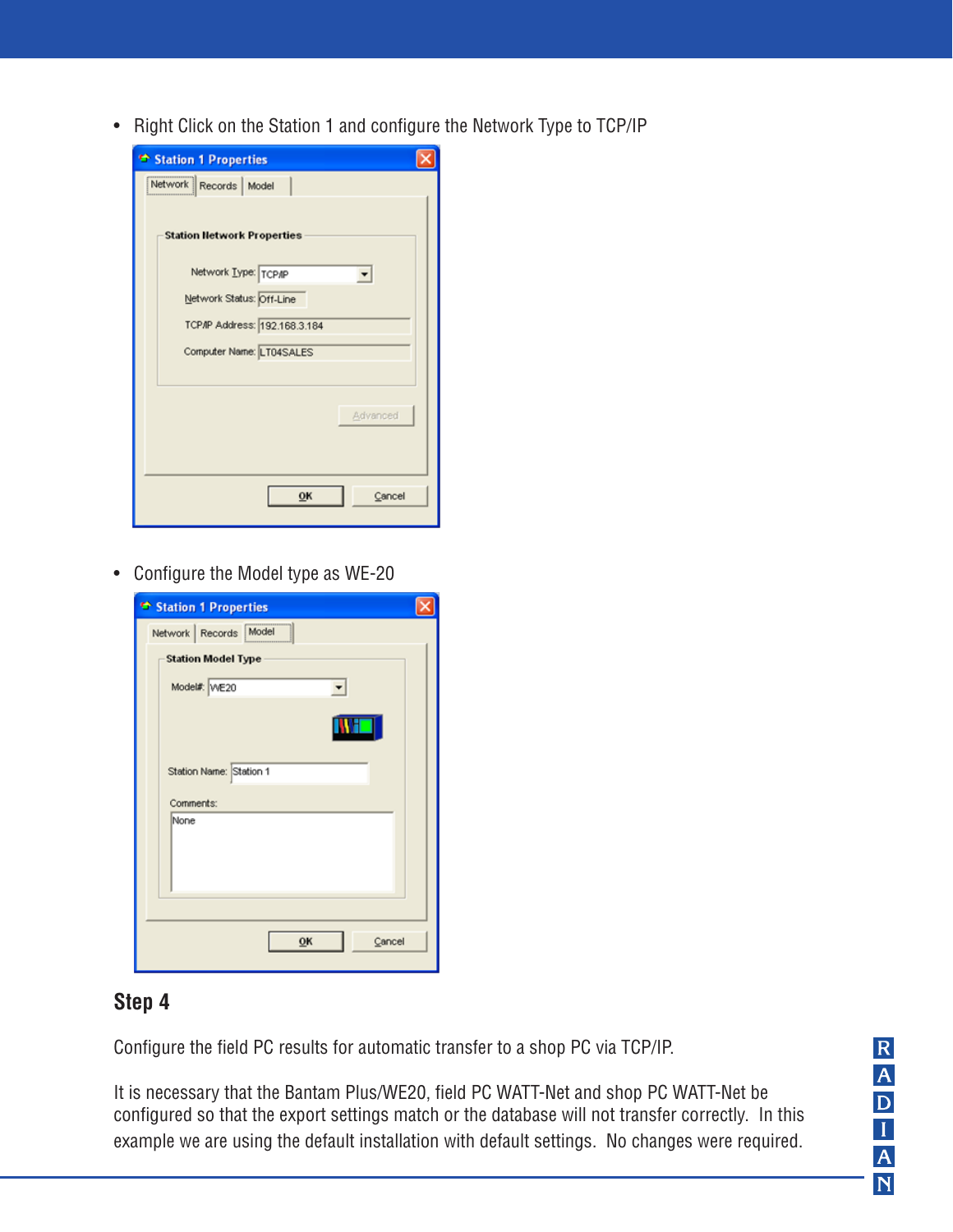- Right Click on the Station 1 and configure the Network Type to TCP/IP

- Configure the Model type as WE-20

## Step 4

Configure the field PC results for automatic transfer to a shop PC via TCP/IP.

It is necessary that the Bantam Plus/WE20, field PC WATT-Net and shop PC WATT-Net be configured so that the export settings match or the database will not transfer correctly. In this example we are using the default installation with default settings. No changes were required.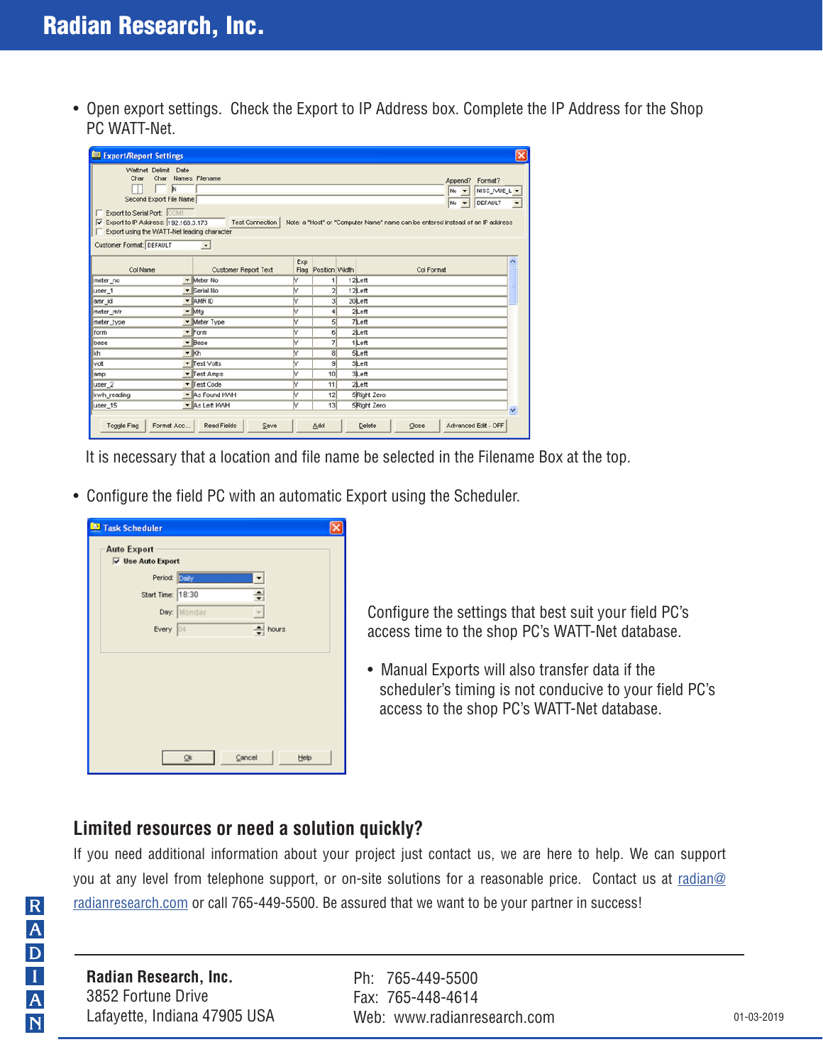- Open export settings. Check the Export to IP Address box. Complete the IP Address for the Shop PC WATT-Net.

It is necessary that a location and file name be selected in the Filename Box at the top.

- Configure the field PC with an automatic Export using the Scheduler.

Configure the settings that best suit your field PC's access time to the shop PC's WATT-Net database.

- Manual Exports will also transfer data if the scheduler's timing is not conducive to your field PC's access to the shop PC's WATT-Net database.

## Limited resources or need a solution quickly?

If you need additional information about your project just contact us, we are here to help. We can support you at any level from telephone support, or on-site solutions for a reasonable price. Contact us at radian@radianresearch.com or call 765-449-5500. Be assured that we want to be your partner in success!

**Radian Research, Inc.**
3852 Fortune Drive
Lafayette, Indiana 47905 USA

Ph: 765-449-5500
Fax: 765-448-4614
Web: www.radianresearch.com

01-03-2019